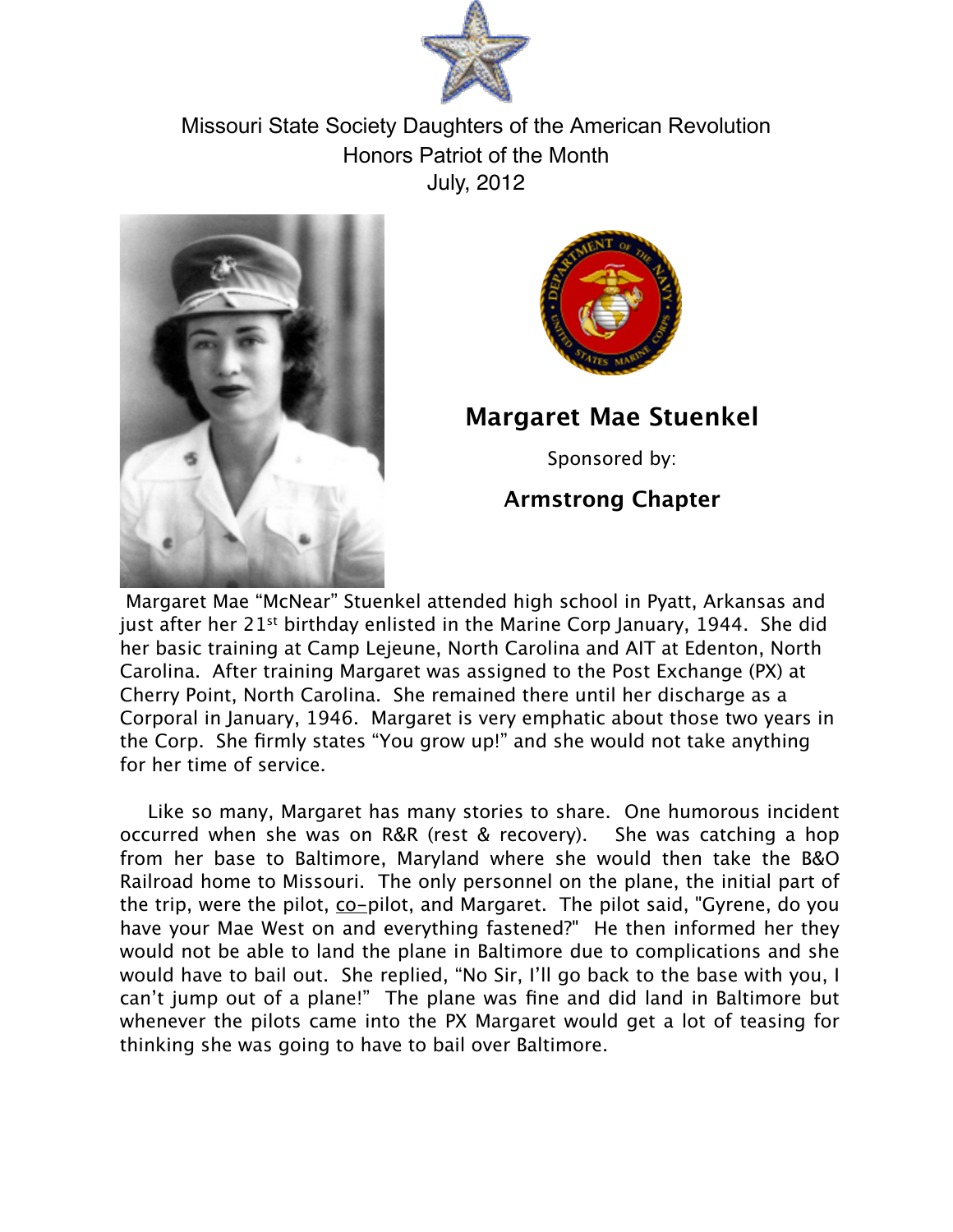Missouri State Society Daughters of the American Revolution
Honors Patriot of the Month
July, 2012

## Margaret Mae Stuenkel

Sponsored by:

**Armstrong Chapter**

Margaret Mae “McNear” Stuenkel attended high school in Pyatt, Arkansas and just after her 21st birthday enlisted in the Marine Corp January, 1944. She did her basic training at Camp Lejeune, North Carolina and AIT at Edenton, North Carolina. After training Margaret was assigned to the Post Exchange (PX) at Cherry Point, North Carolina. She remained there until her discharge as a Corporal in January, 1946. Margaret is very emphatic about those two years in the Corp. She firmly states “You grow up!” and she would not take anything for her time of service.

Like so many, Margaret has many stories to share. One humorous incident occurred when she was on R&R (rest & recovery). She was catching a hop from her base to Baltimore, Maryland where she would then take the B&O Railroad home to Missouri. The only personnel on the plane, the initial part of the trip, were the pilot, co-pilot, and Margaret. The pilot said, "Gyrene, do you have your Mae West on and everything fastened?" He then informed her they would not be able to land the plane in Baltimore due to complications and she would have to bail out. She replied, “No Sir, I’ll go back to the base with you, I can’t jump out of a plane!” The plane was fine and did land in Baltimore but whenever the pilots came into the PX Margaret would get a lot of teasing for thinking she was going to have to bail over Baltimore.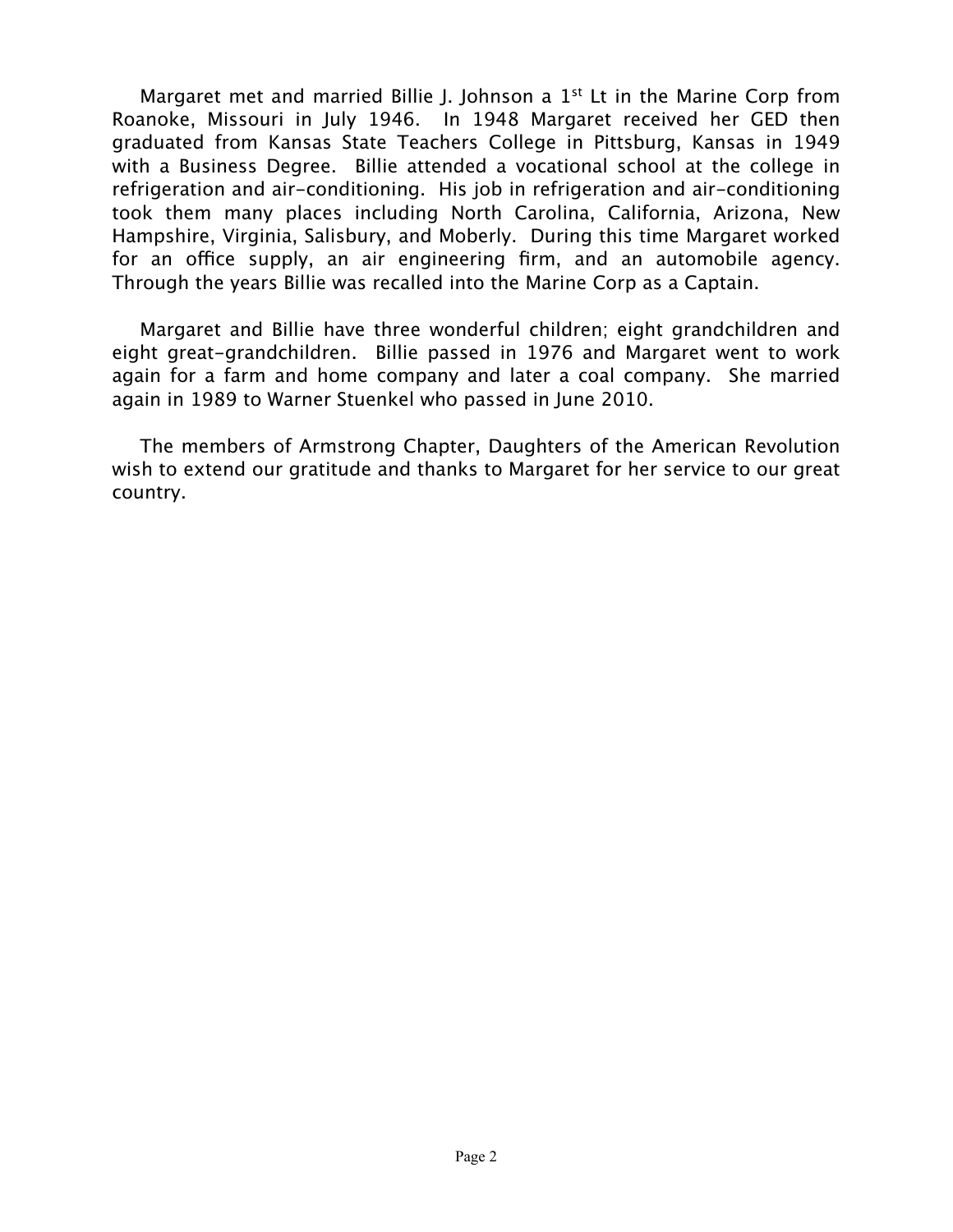Margaret met and married Billie J. Johnson a 1st Lt in the Marine Corp from Roanoke, Missouri in July 1946. In 1948 Margaret received her GED then graduated from Kansas State Teachers College in Pittsburg, Kansas in 1949 with a Business Degree. Billie attended a vocational school at the college in refrigeration and air-conditioning. His job in refrigeration and air-conditioning took them many places including North Carolina, California, Arizona, New Hampshire, Virginia, Salisbury, and Moberly. During this time Margaret worked for an office supply, an air engineering firm, and an automobile agency. Through the years Billie was recalled into the Marine Corp as a Captain.

Margaret and Billie have three wonderful children; eight grandchildren and eight great-grandchildren. Billie passed in 1976 and Margaret went to work again for a farm and home company and later a coal company. She married again in 1989 to Warner Stuenkel who passed in June 2010.

The members of Armstrong Chapter, Daughters of the American Revolution wish to extend our gratitude and thanks to Margaret for her service to our great country.